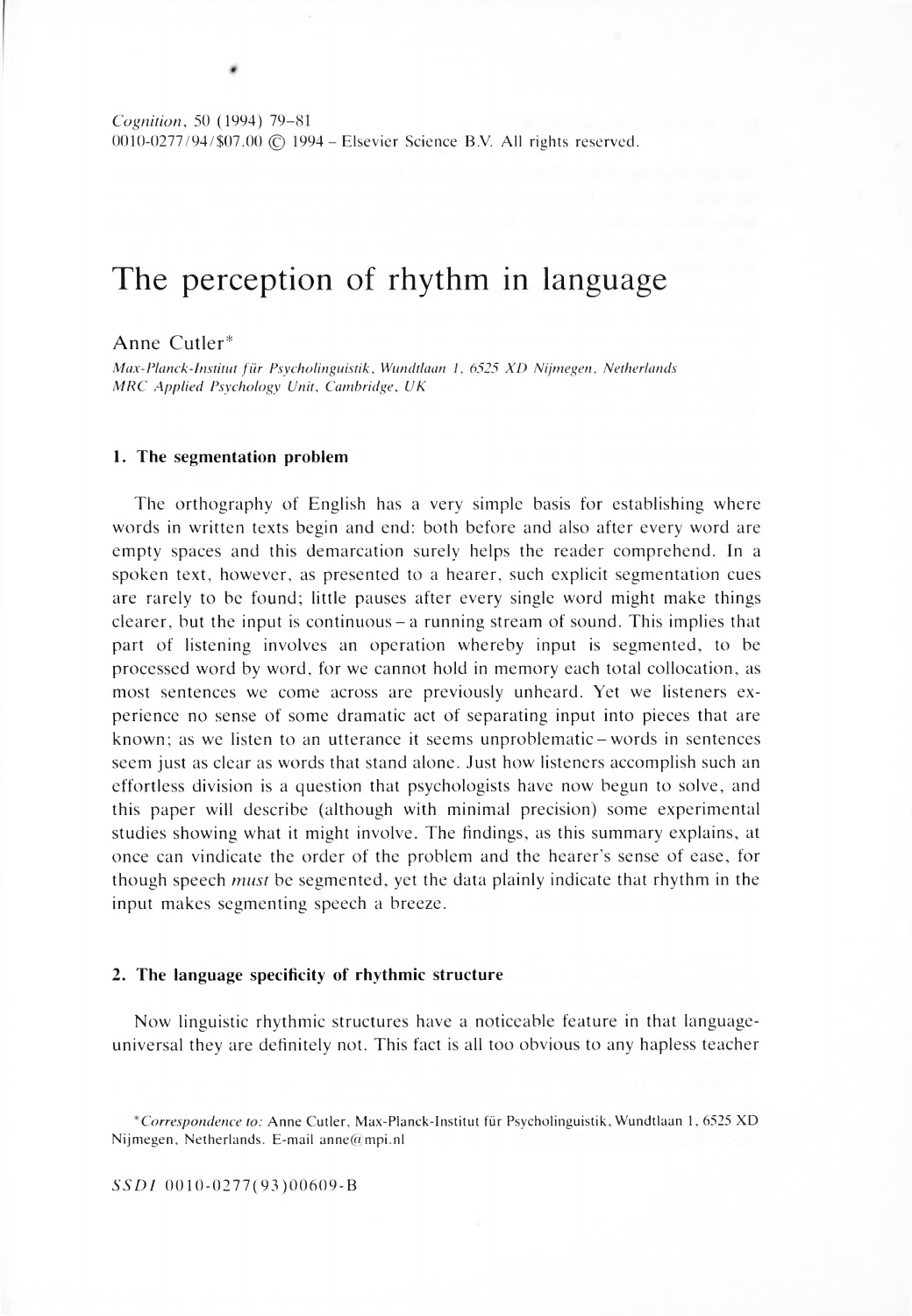Cognition, 50 (1994) 79–81
0010-0277/94/$07.00 © 1994 – Elsevier Science B.V. All rights reserved.

# The perception of rhythm in language

Anne Cutler*

*Max-Planck-Institut für Psycholinguistik, Wundtlaan 1, 6525 XD Nijmegen, Netherlands*
*MRC Applied Psychology Unit, Cambridge, UK*

## 1. The segmentation problem

The orthography of English has a very simple basis for establishing where words in written texts begin and end: both before and also after every word are empty spaces and this demarcation surely helps the reader comprehend. In a spoken text, however, as presented to a hearer, such explicit segmentation cues are rarely to be found; little pauses after every single word might make things clearer, but the input is continuous – a running stream of sound. This implies that part of listening involves an operation whereby input is segmented, to be processed word by word, for we cannot hold in memory each total collocation, as most sentences we come across are previously unheard. Yet we listeners experience no sense of some dramatic act of separating input into pieces that are known; as we listen to an utterance it seems unproblematic – words in sentences seem just as clear as words that stand alone. Just how listeners accomplish such an effortless division is a question that psychologists have now begun to solve, and this paper will describe (although with minimal precision) some experimental studies showing what it might involve. The findings, as this summary explains, at once can vindicate the order of the problem and the hearer's sense of ease, for though speech *must* be segmented, yet the data plainly indicate that rhythm in the input makes segmenting speech a breeze.

## 2. The language specificity of rhythmic structure

Now linguistic rhythmic structures have a noticeable feature in that language-universal they are definitely not. This fact is all too obvious to any hapless teacher

*Correspondence to:* Anne Cutler, Max-Planck-Institut für Psycholinguistik, Wundtlaan 1, 6525 XD Nijmegen, Netherlands. E-mail anne@mpi.nl

*SSDI* 0010-0277(93)00609-B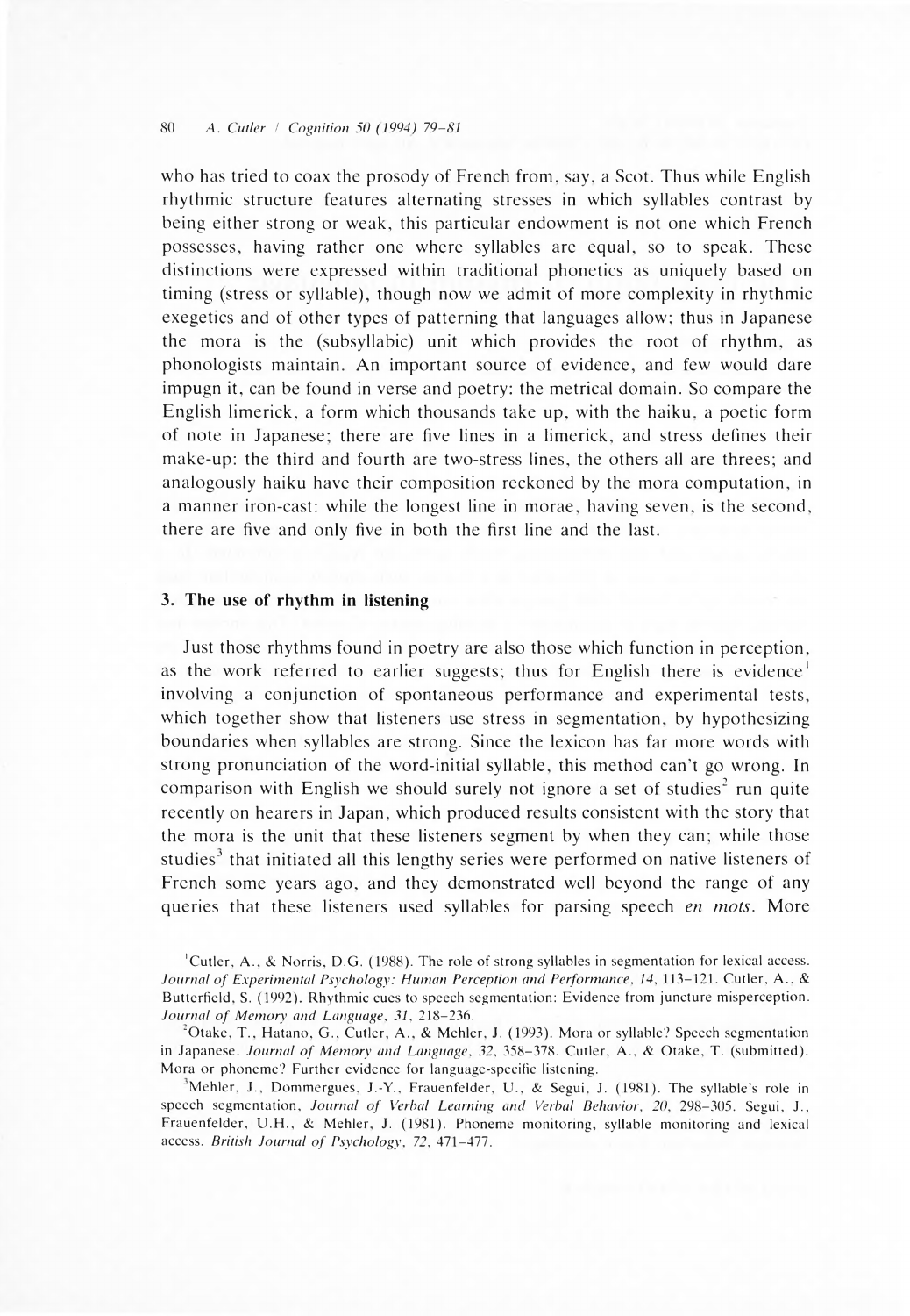who has tried to coax the prosody of French from, say, a Scot. Thus while English rhythmic structure features alternating stresses in which syllables contrast by being either strong or weak, this particular endowment is not one which French possesses, having rather one where syllables are equal, so to speak. These distinctions were expressed within traditional phonetics as uniquely based on timing (stress or syllable), though now we admit of more complexity in rhythmic exegetics and of other types of patterning that languages allow; thus in Japanese the mora is the (subsyllabic) unit which provides the root of rhythm, as phonologists maintain. An important source of evidence, and few would dare impugn it, can be found in verse and poetry: the metrical domain. So compare the English limerick, a form which thousands take up, with the haiku, a poetic form of note in Japanese; there are five lines in a limerick, and stress defines their make-up: the third and fourth are two-stress lines, the others all are threes; and analogously haiku have their composition reckoned by the mora computation, in a manner iron-cast: while the longest line in morae, having seven, is the second, there are five and only five in both the first line and the last.

## 3. The use of rhythm in listening

Just those rhythms found in poetry are also those which function in perception, as the work referred to earlier suggests; thus for English there is evidence[1] involving a conjunction of spontaneous performance and experimental tests, which together show that listeners use stress in segmentation, by hypothesizing boundaries when syllables are strong. Since the lexicon has far more words with strong pronunciation of the word-initial syllable, this method can't go wrong. In comparison with English we should surely not ignore a set of studies[2] run quite recently on hearers in Japan, which produced results consistent with the story that the mora is the unit that these listeners segment by when they can; while those studies[3] that initiated all this lengthy series were performed on native listeners of French some years ago, and they demonstrated well beyond the range of any queries that these listeners used syllables for parsing speech *en mots*. More

[1] Cutler, A., & Norris, D.G. (1988). The role of strong syllables in segmentation for lexical access. *Journal of Experimental Psychology: Human Perception and Performance, 14*, 113–121. Cutler, A., & Butterfield, S. (1992). Rhythmic cues to speech segmentation: Evidence from juncture misperception. *Journal of Memory and Language, 31*, 218–236.

[2] Otake, T., Hatano, G., Cutler, A., & Mehler, J. (1993). Mora or syllable? Speech segmentation in Japanese. *Journal of Memory and Language, 32*, 358–378. Cutler, A., & Otake, T. (submitted). Mora or phoneme? Further evidence for language-specific listening.

[3] Mehler, J., Dommergues, J.-Y., Frauenfelder, U., & Segui, J. (1981). The syllable's role in speech segmentation. *Journal of Verbal Learning and Verbal Behavior, 20*, 298–305. Segui, J., Frauenfelder, U.H., & Mehler, J. (1981). Phoneme monitoring, syllable monitoring and lexical access. *British Journal of Psychology, 72*, 471–477.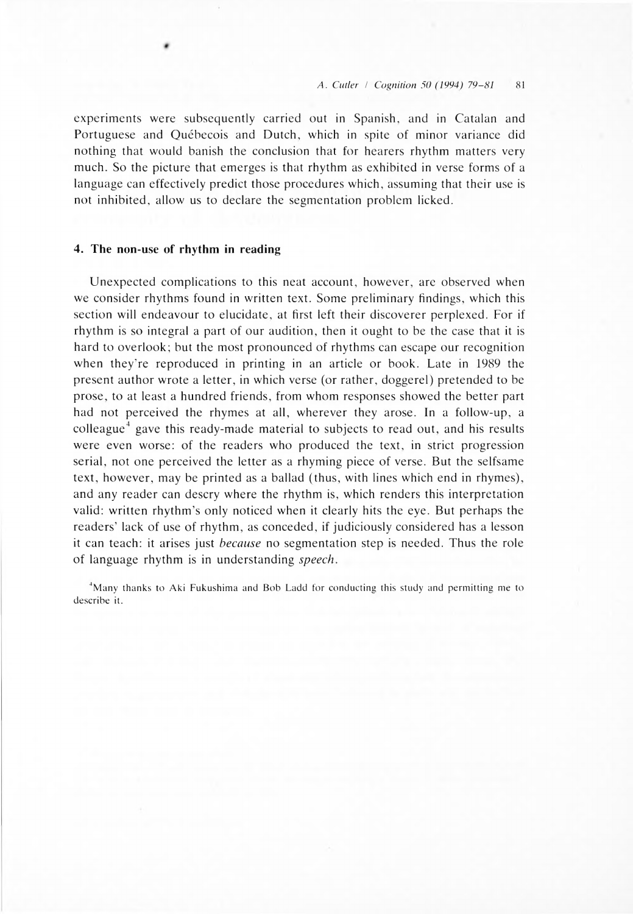experiments were subsequently carried out in Spanish, and in Catalan and Portuguese and Québecois and Dutch, which in spite of minor variance did nothing that would banish the conclusion that for hearers rhythm matters very much. So the picture that emerges is that rhythm as exhibited in verse forms of a language can effectively predict those procedures which, assuming that their use is not inhibited, allow us to declare the segmentation problem licked.

## 4. The non-use of rhythm in reading

Unexpected complications to this neat account, however, are observed when we consider rhythms found in written text. Some preliminary findings, which this section will endeavour to elucidate, at first left their discoverer perplexed. For if rhythm is so integral a part of our audition, then it ought to be the case that it is hard to overlook; but the most pronounced of rhythms can escape our recognition when they're reproduced in printing in an article or book. Late in 1989 the present author wrote a letter, in which verse (or rather, doggerel) pretended to be prose, to at least a hundred friends, from whom responses showed the better part had not perceived the rhymes at all, wherever they arose. In a follow-up, a colleague[4] gave this ready-made material to subjects to read out, and his results were even worse: of the readers who produced the text, in strict progression serial, not one perceived the letter as a rhyming piece of verse. But the selfsame text, however, may be printed as a ballad (thus, with lines which end in rhymes), and any reader can descry where the rhythm is, which renders this interpretation valid: written rhythm's only noticed when it clearly hits the eye. But perhaps the readers' lack of use of rhythm, as conceded, if judiciously considered has a lesson it can teach: it arises just *because* no segmentation step is needed. Thus the role of language rhythm is in understanding *speech*.

[4]Many thanks to Aki Fukushima and Bob Ladd for conducting this study and permitting me to describe it.